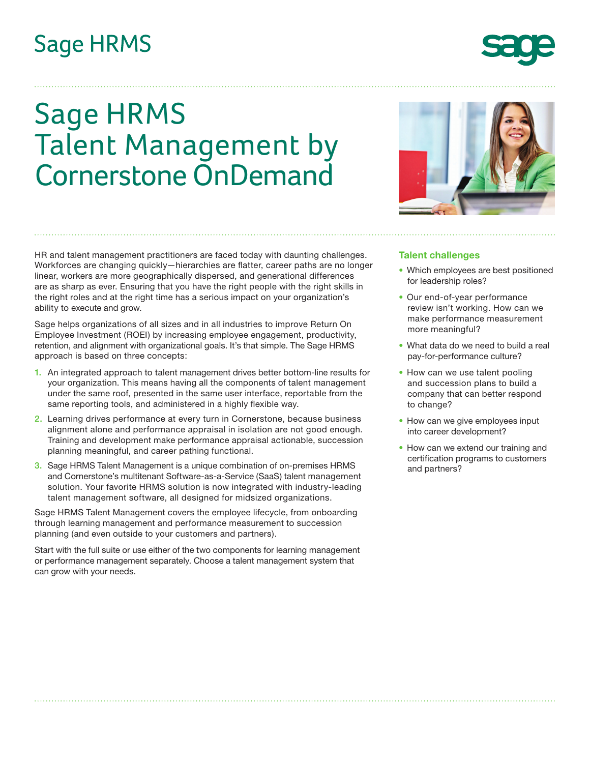# Sage HRMS Talent Management by Cornerstone OnDemand

HR and talent management practitioners are faced today with daunting challenges. Workforces are changing quickly—hierarchies are flatter, career paths are no longer linear, workers are more geographically dispersed, and generational differences are as sharp as ever. Ensuring that you have the right people with the right skills in the right roles and at the right time has a serious impact on your organization's ability to execute and grow.

Sage helps organizations of all sizes and in all industries to improve Return On Employee Investment (ROEI) by increasing employee engagement, productivity, retention, and alignment with organizational goals. It's that simple. The Sage HRMS approach is based on three concepts:

1. An integrated approach to talent management drives better bottom-line results for your organization. This means having all the components of talent management under the same roof, presented in the same user interface, reportable from the same reporting tools, and administered in a highly flexible way.
2. Learning drives performance at every turn in Cornerstone, because business alignment alone and performance appraisal in isolation are not good enough. Training and development make performance appraisal actionable, succession planning meaningful, and career pathing functional.
3. Sage HRMS Talent Management is a unique combination of on-premises HRMS and Cornerstone's multitenant Software-as-a-Service (SaaS) talent management solution. Your favorite HRMS solution is now integrated with industry-leading talent management software, all designed for midsized organizations.

Sage HRMS Talent Management covers the employee lifecycle, from onboarding through learning management and performance measurement to succession planning (and even outside to your customers and partners).

Start with the full suite or use either of the two components for learning management or performance management separately. Choose a talent management system that can grow with your needs.

### Talent challenges

- Which employees are best positioned for leadership roles?
- Our end-of-year performance review isn't working. How can we make performance measurement more meaningful?
- What data do we need to build a real pay-for-performance culture?
- How can we use talent pooling and succession plans to build a company that can better respond to change?
- How can we give employees input into career development?
- How can we extend our training and certification programs to customers and partners?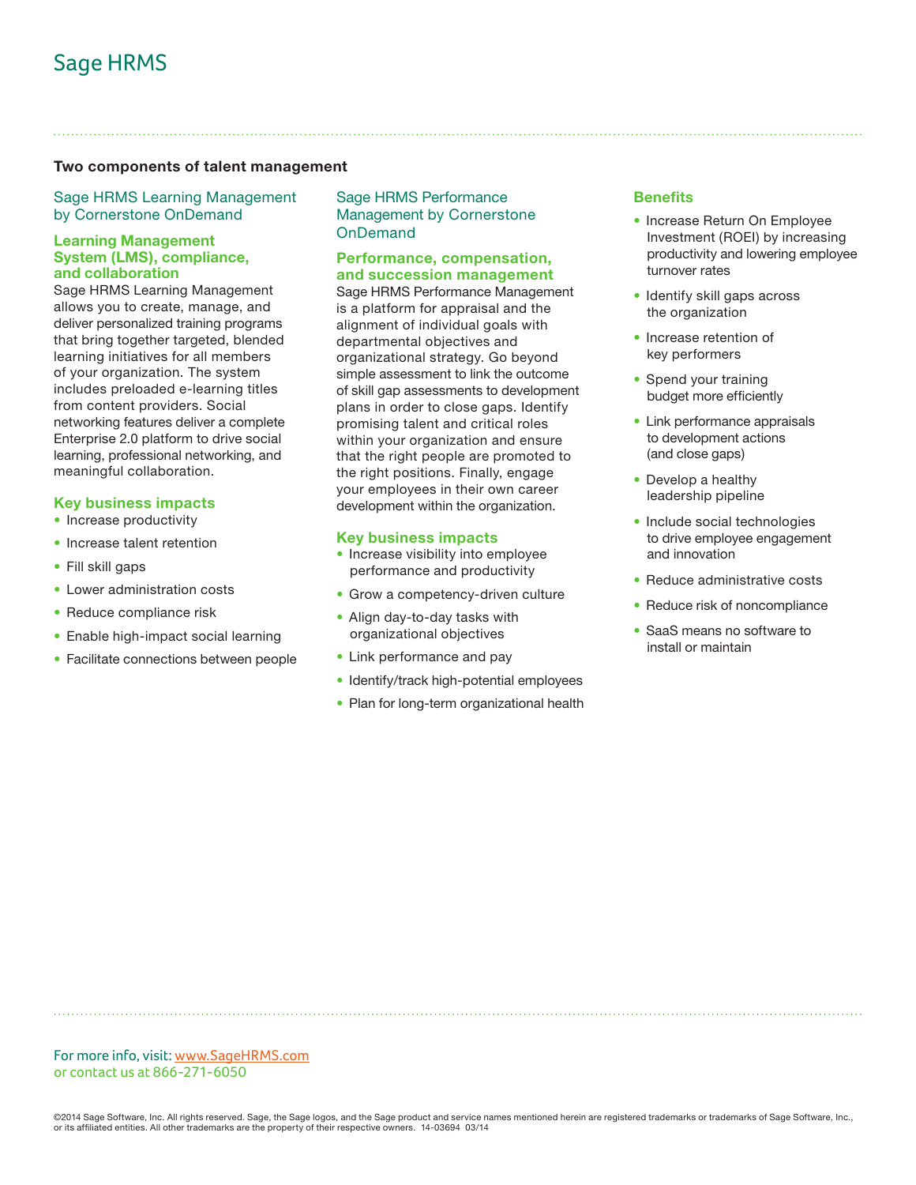## Two components of talent management

### Sage HRMS Learning Management by Cornerstone OnDemand

#### Learning Management System (LMS), compliance, and collaboration

Sage HRMS Learning Management allows you to create, manage, and deliver personalized training programs that bring together targeted, blended learning initiatives for all members of your organization. The system includes preloaded e-learning titles from content providers. Social networking features deliver a complete Enterprise 2.0 platform to drive social learning, professional networking, and meaningful collaboration.

#### Key business impacts

- Increase productivity
- Increase talent retention
- Fill skill gaps
- Lower administration costs
- Reduce compliance risk
- Enable high-impact social learning
- Facilitate connections between people

### Sage HRMS Performance Management by Cornerstone OnDemand

#### Performance, compensation, and succession management

Sage HRMS Performance Management is a platform for appraisal and the alignment of individual goals with departmental objectives and organizational strategy. Go beyond simple assessment to link the outcome of skill gap assessments to development plans in order to close gaps. Identify promising talent and critical roles within your organization and ensure that the right people are promoted to the right positions. Finally, engage your employees in their own career development within the organization.

#### Key business impacts

- Increase visibility into employee performance and productivity
- Grow a competency-driven culture
- Align day-to-day tasks with organizational objectives
- Link performance and pay
- Identify/track high-potential employees
- Plan for long-term organizational health

### Benefits

- Increase Return On Employee Investment (ROEI) by increasing productivity and lowering employee turnover rates
- Identify skill gaps across the organization
- Increase retention of key performers
- Spend your training budget more efficiently
- Link performance appraisals to development actions (and close gaps)
- Develop a healthy leadership pipeline
- Include social technologies to drive employee engagement and innovation
- Reduce administrative costs
- Reduce risk of noncompliance
- SaaS means no software to install or maintain

For more info, visit: www.SageHRMS.com
or contact us at 866-271-6050

©2014 Sage Software, Inc. All rights reserved. Sage, the Sage logos, and the Sage product and service names mentioned herein are registered trademarks or trademarks of Sage Software, Inc., or its affiliated entities. All other trademarks are the property of their respective owners. 14-03694 03/14